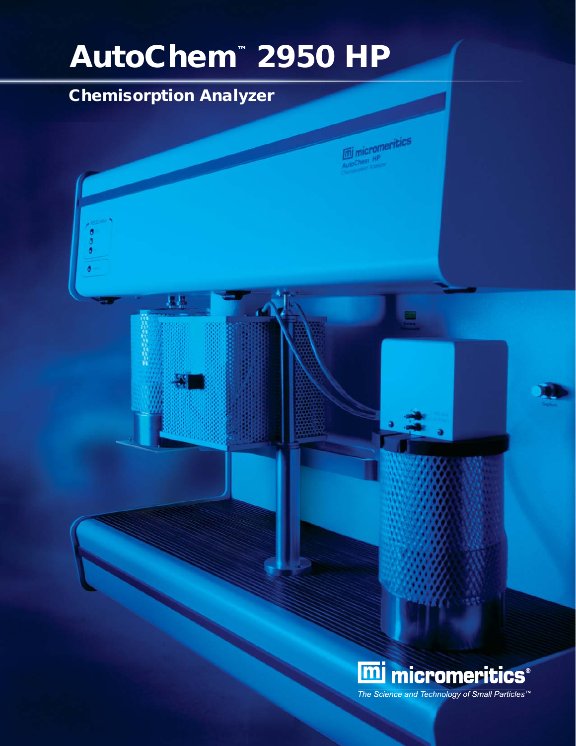# AutoChem™ 2950 HP

## Chemisorption Analyzer

micromeritics®

*The Science and Technology of Small Particles™*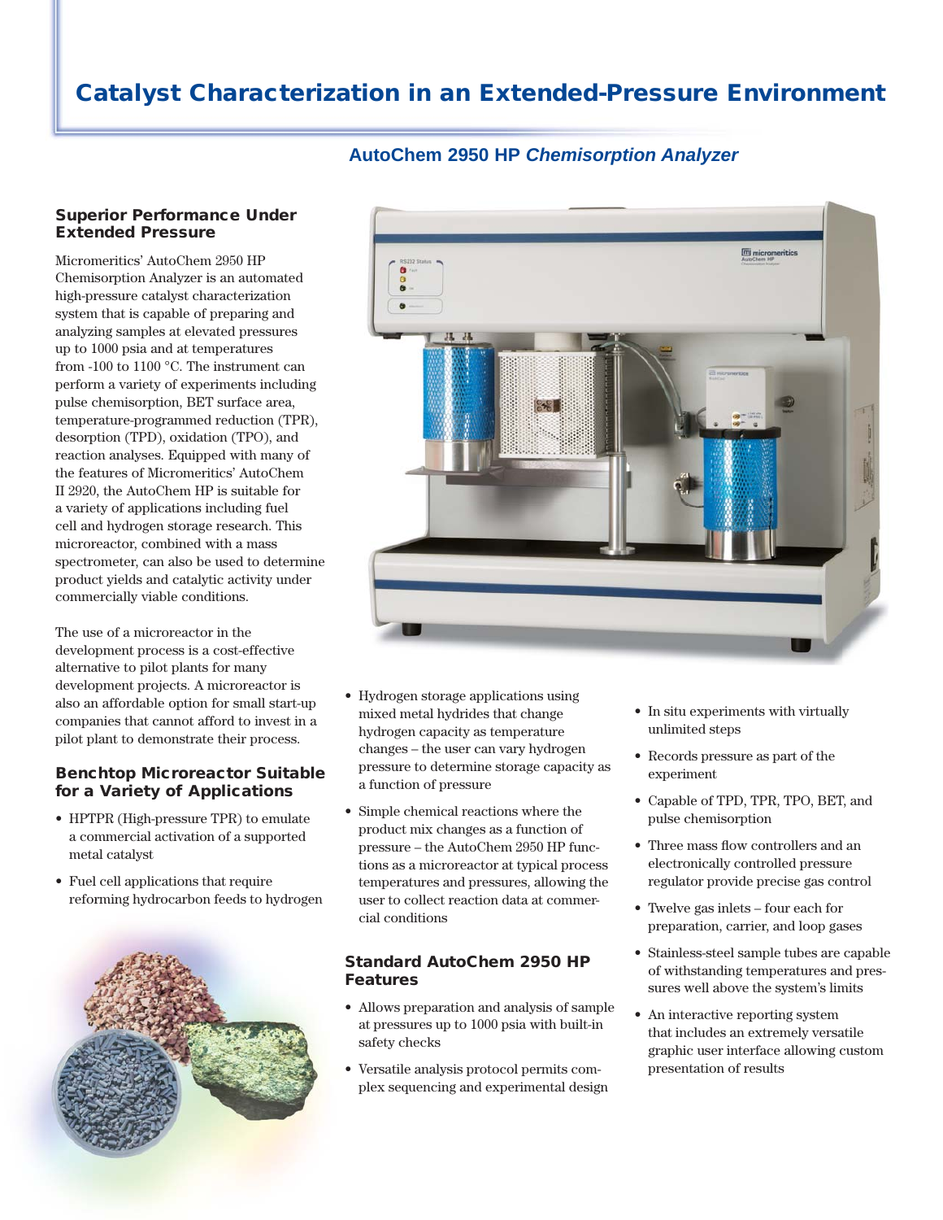# Catalyst Characterization in an Extended-Pressure Environment

## AutoChem 2950 HP *Chemisorption Analyzer*

### Superior Performance Under Extended Pressure

Micromeritics' AutoChem 2950 HP Chemisorption Analyzer is an automated high-pressure catalyst characterization system that is capable of preparing and analyzing samples at elevated pressures up to 1000 psia and at temperatures from -100 to 1100 °C. The instrument can perform a variety of experiments including pulse chemisorption, BET surface area, temperature-programmed reduction (TPR), desorption (TPD), oxidation (TPO), and reaction analyses. Equipped with many of the features of Micromeritics' AutoChem II 2920, the AutoChem HP is suitable for a variety of applications including fuel cell and hydrogen storage research. This microreactor, combined with a mass spectrometer, can also be used to determine product yields and catalytic activity under commercially viable conditions.

The use of a microreactor in the development process is a cost-effective alternative to pilot plants for many development projects. A microreactor is also an affordable option for small start-up companies that cannot afford to invest in a pilot plant to demonstrate their process.

### Benchtop Microreactor Suitable for a Variety of Applications

- HPTPR (High-pressure TPR) to emulate a commercial activation of a supported metal catalyst
- Fuel cell applications that require reforming hydrocarbon feeds to hydrogen
- Hydrogen storage applications using mixed metal hydrides that change hydrogen capacity as temperature changes – the user can vary hydrogen pressure to determine storage capacity as a function of pressure
- Simple chemical reactions where the product mix changes as a function of pressure – the AutoChem 2950 HP functions as a microreactor at typical process temperatures and pressures, allowing the user to collect reaction data at commercial conditions

### Standard AutoChem 2950 HP Features

- Allows preparation and analysis of sample at pressures up to 1000 psia with built-in safety checks
- Versatile analysis protocol permits complex sequencing and experimental design
- In situ experiments with virtually unlimited steps
- Records pressure as part of the experiment
- Capable of TPD, TPR, TPO, BET, and pulse chemisorption
- Three mass flow controllers and an electronically controlled pressure regulator provide precise gas control
- Twelve gas inlets – four each for preparation, carrier, and loop gases
- Stainless-steel sample tubes are capable of withstanding temperatures and pressures well above the system's limits
- An interactive reporting system that includes an extremely versatile graphic user interface allowing custom presentation of results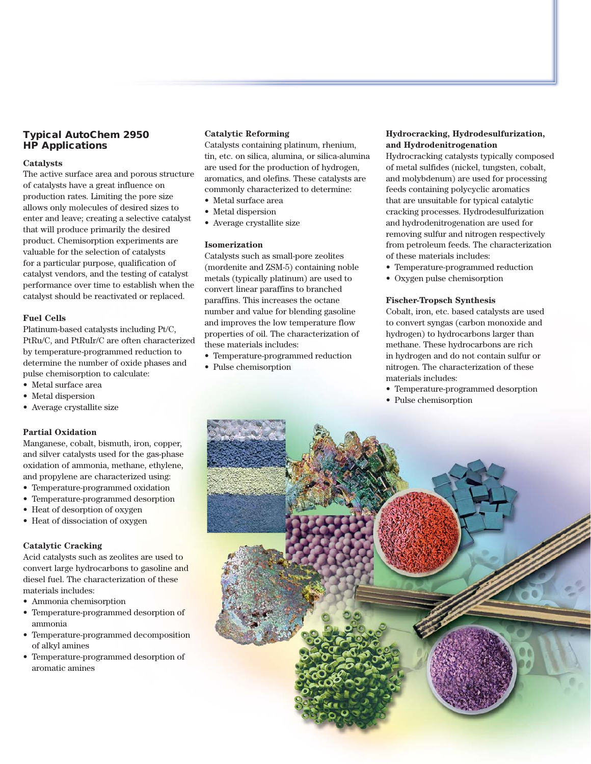## Typical AutoChem 2950 HP Applications

### Catalysts

The active surface area and porous structure of catalysts have a great influence on production rates. Limiting the pore size allows only molecules of desired sizes to enter and leave; creating a selective catalyst that will produce primarily the desired product. Chemisorption experiments are valuable for the selection of catalysts for a particular purpose, qualification of catalyst vendors, and the testing of catalyst performance over time to establish when the catalyst should be reactivated or replaced.

### Fuel Cells

Platinum-based catalysts including Pt/C, PtRu/C, and PtRuIr/C are often characterized by temperature-programmed reduction to determine the number of oxide phases and pulse chemisorption to calculate:

- Metal surface area
- Metal dispersion
- Average crystallite size

### Partial Oxidation

Manganese, cobalt, bismuth, iron, copper, and silver catalysts used for the gas-phase oxidation of ammonia, methane, ethylene, and propylene are characterized using:

- Temperature-programmed oxidation
- Temperature-programmed desorption
- Heat of desorption of oxygen
- Heat of dissociation of oxygen

### Catalytic Cracking

Acid catalysts such as zeolites are used to convert large hydrocarbons to gasoline and diesel fuel. The characterization of these materials includes:

- Ammonia chemisorption
- Temperature-programmed desorption of ammonia
- Temperature-programmed decomposition of alkyl amines
- Temperature-programmed desorption of aromatic amines

### Catalytic Reforming

Catalysts containing platinum, rhenium, tin, etc. on silica, alumina, or silica-alumina are used for the production of hydrogen, aromatics, and olefins. These catalysts are commonly characterized to determine:

- Metal surface area
- Metal dispersion
- Average crystallite size

### Isomerization

Catalysts such as small-pore zeolites (mordenite and ZSM-5) containing noble metals (typically platinum) are used to convert linear paraffins to branched paraffins. This increases the octane number and value for blending gasoline and improves the low temperature flow properties of oil. The characterization of these materials includes:

- Temperature-programmed reduction
- Pulse chemisorption

### Hydrocracking, Hydrodesulfurization, and Hydrodenitrogenation

Hydrocracking catalysts typically composed of metal sulfides (nickel, tungsten, cobalt, and molybdenum) are used for processing feeds containing polycyclic aromatics that are unsuitable for typical catalytic cracking processes. Hydrodesulfurization and hydrodenitrogenation are used for removing sulfur and nitrogen respectively from petroleum feeds. The characterization of these materials includes:

- Temperature-programmed reduction
- Oxygen pulse chemisorption

### Fischer-Tropsch Synthesis

Cobalt, iron, etc. based catalysts are used to convert syngas (carbon monoxide and hydrogen) to hydrocarbons larger than methane. These hydrocarbons are rich in hydrogen and do not contain sulfur or nitrogen. The characterization of these materials includes:

- Temperature-programmed desorption
- Pulse chemisorption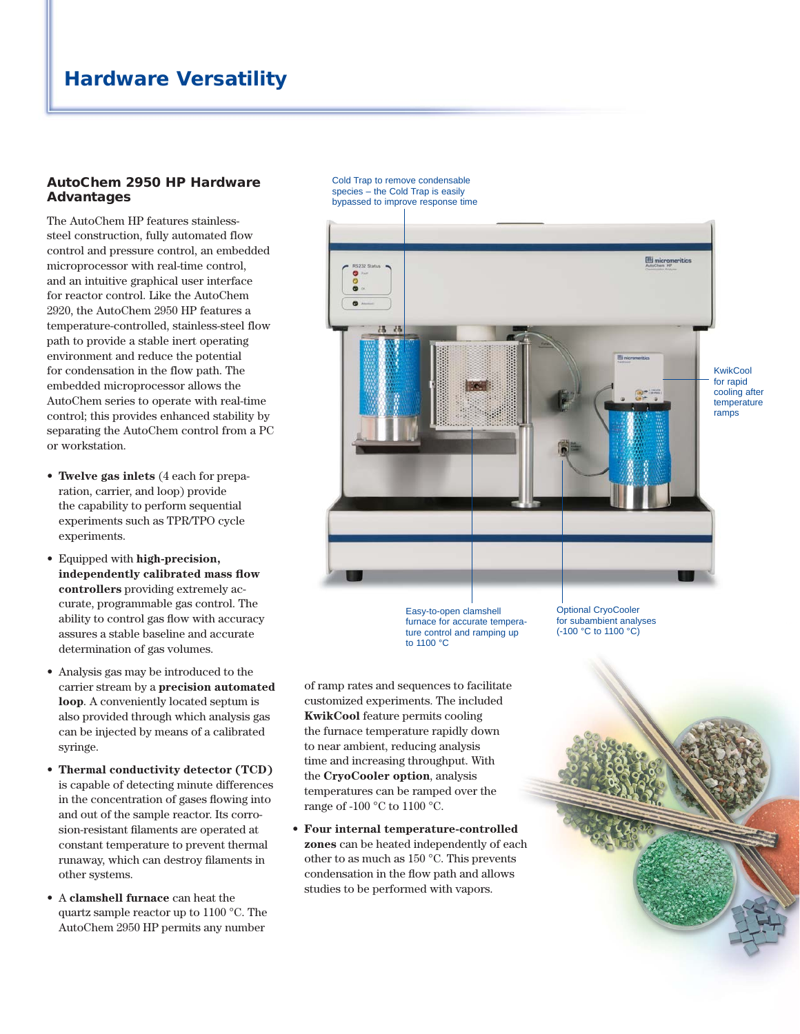# Hardware Versatility

## AutoChem 2950 HP Hardware Advantages

The AutoChem HP features stainless-steel construction, fully automated flow control and pressure control, an embedded microprocessor with real-time control, and an intuitive graphical user interface for reactor control. Like the AutoChem 2920, the AutoChem 2950 HP features a temperature-controlled, stainless-steel flow path to provide a stable inert operating environment and reduce the potential for condensation in the flow path. The embedded microprocessor allows the AutoChem series to operate with real-time control; this provides enhanced stability by separating the AutoChem control from a PC or workstation.

- **Twelve gas inlets** (4 each for preparation, carrier, and loop) provide the capability to perform sequential experiments such as TPR/TPO cycle experiments.
- Equipped with **high-precision, independently calibrated mass flow controllers** providing extremely accurate, programmable gas control. The ability to control gas flow with accuracy assures a stable baseline and accurate determination of gas volumes.
- Analysis gas may be introduced to the carrier stream by a **precision automated loop**. A conveniently located septum is also provided through which analysis gas can be injected by means of a calibrated syringe.
- **Thermal conductivity detector (TCD)** is capable of detecting minute differences in the concentration of gases flowing into and out of the sample reactor. Its corrosion-resistant filaments are operated at constant temperature to prevent thermal runaway, which can destroy filaments in other systems.
- A **clamshell furnace** can heat the quartz sample reactor up to 1100 °C. The AutoChem 2950 HP permits any number of ramp rates and sequences to facilitate customized experiments. The included **KwikCool** feature permits cooling the furnace temperature rapidly down to near ambient, reducing analysis time and increasing throughput. With the **CryoCooler option**, analysis temperatures can be ramped over the range of -100 °C to 1100 °C.
- **Four internal temperature-controlled zones** can be heated independently of each other to as much as 150 °C. This prevents condensation in the flow path and allows studies to be performed with vapors.

Cold Trap to remove condensable species – the Cold Trap is easily bypassed to improve response time

KwikCool for rapid cooling after temperature ramps

Easy-to-open clamshell furnace for accurate temperature control and ramping up to 1100 °C

Optional CryoCooler for subambient analyses (-100 °C to 1100 °C)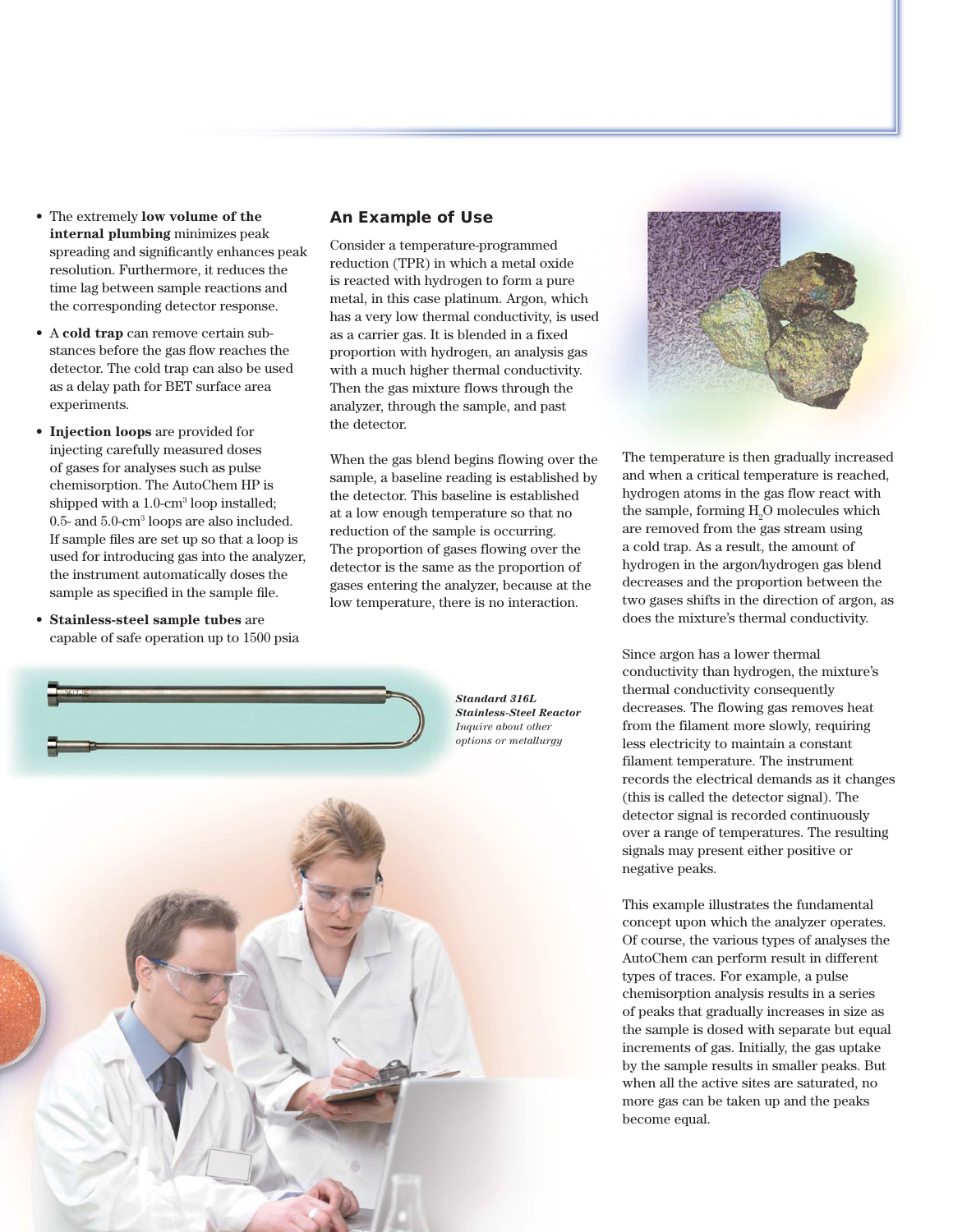- The extremely **low volume of the internal plumbing** minimizes peak spreading and significantly enhances peak resolution. Furthermore, it reduces the time lag between sample reactions and the corresponding detector response.
- A **cold trap** can remove certain substances before the gas flow reaches the detector. The cold trap can also be used as a delay path for BET surface area experiments.
- **Injection loops** are provided for injecting carefully measured doses of gases for analyses such as pulse chemisorption. The AutoChem HP is shipped with a 1.0-cm$^3$ loop installed; 0.5- and 5.0-cm$^3$ loops are also included. If sample files are set up so that a loop is used for introducing gas into the analyzer, the instrument automatically doses the sample as specified in the sample file.
- **Stainless-steel sample tubes** are capable of safe operation up to 1500 psia

***Standard 316L Stainless-Steel Reactor***
*Inquire about other options or metallurgy*

## An Example of Use

Consider a temperature-programmed reduction (TPR) in which a metal oxide is reacted with hydrogen to form a pure metal, in this case platinum. Argon, which has a very low thermal conductivity, is used as a carrier gas. It is blended in a fixed proportion with hydrogen, an analysis gas with a much higher thermal conductivity. Then the gas mixture flows through the analyzer, through the sample, and past the detector.

When the gas blend begins flowing over the sample, a baseline reading is established by the detector. This baseline is established at a low enough temperature so that no reduction of the sample is occurring. The proportion of gases flowing over the detector is the same as the proportion of gases entering the analyzer, because at the low temperature, there is no interaction.

The temperature is then gradually increased and when a critical temperature is reached, hydrogen atoms in the gas flow react with the sample, forming $H_2O$ molecules which are removed from the gas stream using a cold trap. As a result, the amount of hydrogen in the argon/hydrogen gas blend decreases and the proportion between the two gases shifts in the direction of argon, as does the mixture's thermal conductivity.

Since argon has a lower thermal conductivity than hydrogen, the mixture's thermal conductivity consequently decreases. The flowing gas removes heat from the filament more slowly, requiring less electricity to maintain a constant filament temperature. The instrument records the electrical demands as it changes (this is called the detector signal). The detector signal is recorded continuously over a range of temperatures. The resulting signals may present either positive or negative peaks.

This example illustrates the fundamental concept upon which the analyzer operates. Of course, the various types of analyses the AutoChem can perform result in different types of traces. For example, a pulse chemisorption analysis results in a series of peaks that gradually increases in size as the sample is dosed with separate but equal increments of gas. Initially, the gas uptake by the sample results in smaller peaks. But when all the active sites are saturated, no more gas can be taken up and the peaks become equal.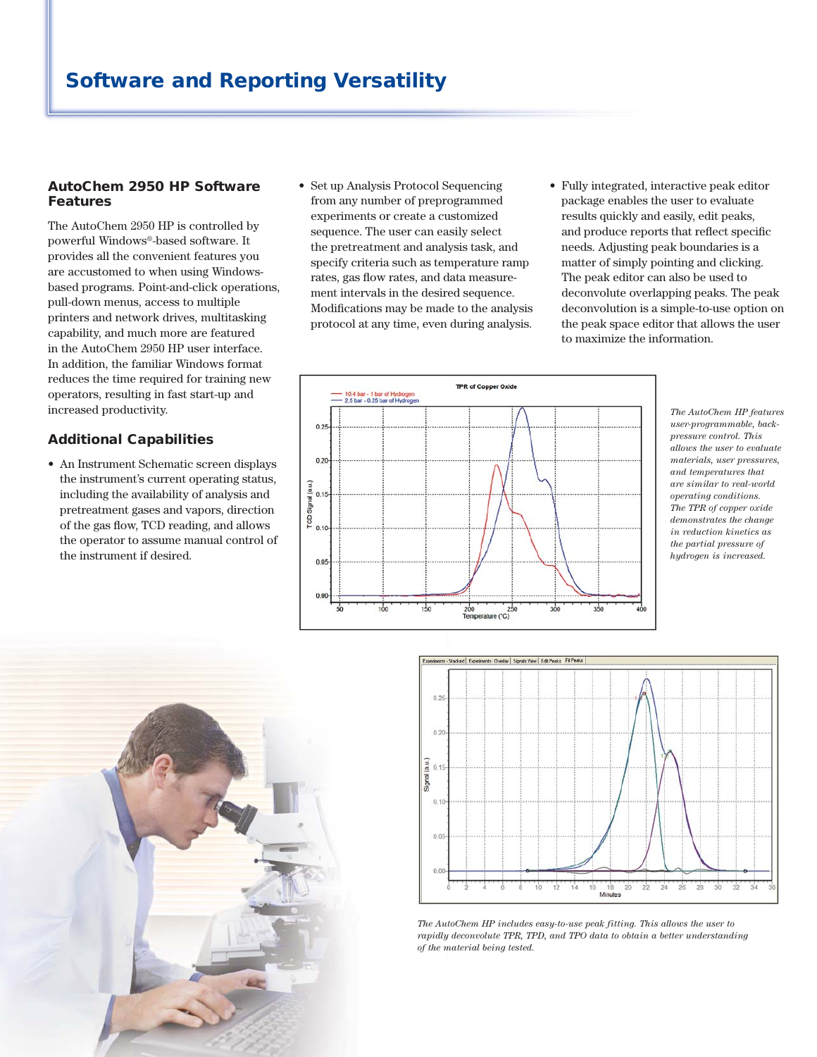# Software and Reporting Versatility

### AutoChem 2950 HP Software Features

The AutoChem 2950 HP is controlled by powerful Windows®-based software. It provides all the convenient features you are accustomed to when using Windows-based programs. Point-and-click operations, pull-down menus, access to multiple printers and network drives, multitasking capability, and much more are featured in the AutoChem 2950 HP user interface. In addition, the familiar Windows format reduces the time required for training new operators, resulting in fast start-up and increased productivity.

### Additional Capabilities

- An Instrument Schematic screen displays the instrument's current operating status, including the availability of analysis and pretreatment gases and vapors, direction of the gas flow, TCD reading, and allows the operator to assume manual control of the instrument if desired.
- Set up Analysis Protocol Sequencing from any number of preprogrammed experiments or create a customized sequence. The user can easily select the pretreatment and analysis task, and specify criteria such as temperature ramp rates, gas flow rates, and data measurement intervals in the desired sequence. Modifications may be made to the analysis protocol at any time, even during analysis.
- Fully integrated, interactive peak editor package enables the user to evaluate results quickly and easily, edit peaks, and produce reports that reflect specific needs. Adjusting peak boundaries is a matter of simply pointing and clicking. The peak editor can also be used to deconvolute overlapping peaks. The peak deconvolution is a simple-to-use option on the peak space editor that allows the user to maximize the information.

*The AutoChem HP features user-programmable, back-pressure control. This allows the user to evaluate materials, user pressures, and temperatures that are similar to real-world operating conditions. The TPR of copper oxide demonstrates the change in reduction kinetics as the partial pressure of hydrogen is increased.*

*The AutoChem HP includes easy-to-use peak fitting. This allows the user to rapidly deconvolute TPR, TPD, and TPO data to obtain a better understanding of the material being tested.*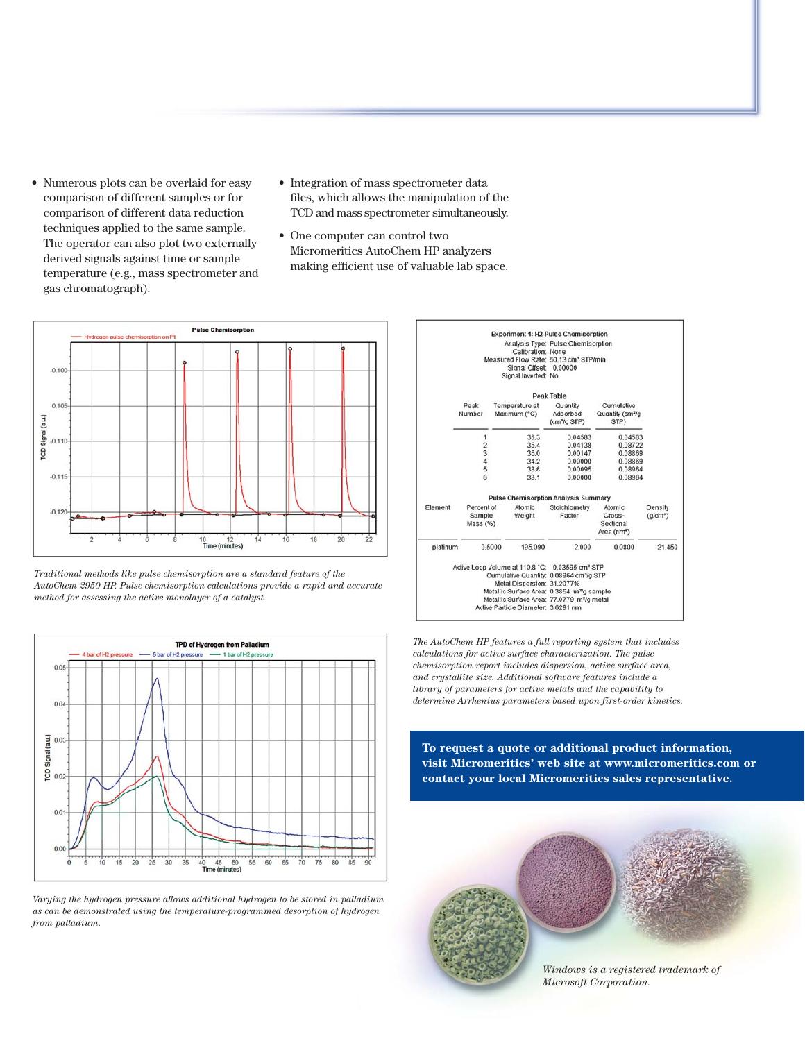- Numerous plots can be overlaid for easy comparison of different samples or for comparison of different data reduction techniques applied to the same sample. The operator can also plot two externally derived signals against time or sample temperature (e.g., mass spectrometer and gas chromatograph).
- Integration of mass spectrometer data files, which allows the manipulation of the TCD and mass spectrometer simultaneously.
- One computer can control two Micromeritics AutoChem HP analyzers making efficient use of valuable lab space.

*Traditional methods like pulse chemisorption are a standard feature of the AutoChem 2950 HP. Pulse chemisorption calculations provide a rapid and accurate method for assessing the active monolayer of a catalyst.*

**Experiment 1: H2 Pulse Chemisorption**

Analysis Type: Pulse Chemisorption
Calibration: None
Measured Flow Rate: 50.13 cm³ STP/min
Signal Offset: 0.00000
Signal Inverted: No

**Peak Table**

| Peak Number | Temperature at Maximum (°C) | Quantity Adsorbed (cm³/g STP) | Cumulative Quantity (cm³/g STP) |
|---|---|---|---|
| 1 | 35.3 | 0.04583 | 0.04583 |
| 2 | 35.4 | 0.04138 | 0.08722 |
| 3 | 35.0 | 0.00147 | 0.08869 |
| 4 | 34.2 | 0.00000 | 0.08869 |
| 5 | 33.6 | 0.00095 | 0.08964 |
| 6 | 33.1 | 0.00000 | 0.08964 |

**Pulse Chemisorption Analysis Summary**

| Element | Percent of Sample Mass (%) | Atomic Weight | Stoichiometry Factor | Atomic Cross-Sectional Area (nm²) | Density (g/cm³) |
|---|---|---|---|---|---|
| platinum | 0.5000 | 195.090 | 2.000 | 0.0800 | 21.450 |

Active Loop Volume at 110.8 °C: 0.03595 cm³ STP
Cumulative Quantity: 0.08964 cm³/g STP
Metal Dispersion: 31.2077%
Metallic Surface Area: 0.3854 m²/g sample
Metallic Surface Area: 77.0779 m²/g metal
Active Particle Diameter: 3.6291 nm

*The AutoChem HP features a full reporting system that includes calculations for active surface characterization. The pulse chemisorption report includes dispersion, active surface area, and crystallite size. Additional software features include a library of parameters for active metals and the capability to determine Arrhenius parameters based upon first-order kinetics.*

*Varying the hydrogen pressure allows additional hydrogen to be stored in palladium as can be demonstrated using the temperature-programmed desorption of hydrogen from palladium.*

**To request a quote or additional product information, visit Micromeritics' web site at www.micromeritics.com or contact your local Micromeritics sales representative.**

*Windows is a registered trademark of Microsoft Corporation.*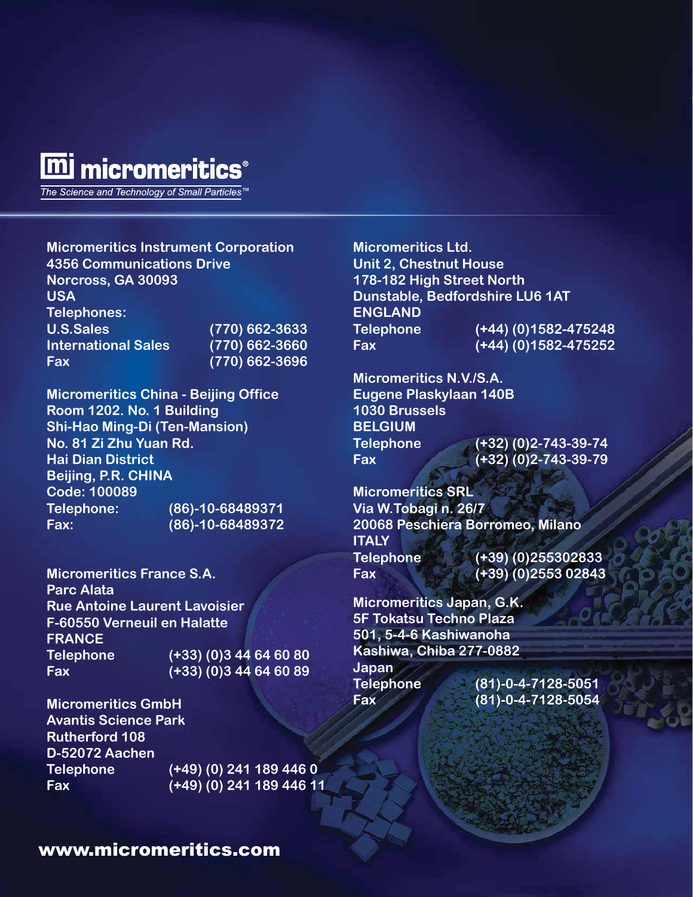**micromeritics®**

*The Science and Technology of Small Particles™*

**Micromeritics Instrument Corporation**
**4356 Communications Drive**
**Norcross, GA 30093**
**USA**
**Telephones:**

| | |
|---|---|
| U.S.Sales | (770) 662-3633 |
| International Sales | (770) 662-3660 |
| Fax | (770) 662-3696 |

**Micromeritics China - Beijing Office**
**Room 1202. No. 1 Building**
**Shi-Hao Ming-Di (Ten-Mansion)**
**No. 81 Zi Zhu Yuan Rd.**
**Hai Dian District**
**Beijing, P.R. CHINA**
**Code: 100089**

| | |
|---|---|
| Telephone: | (86)-10-68489371 |
| Fax: | (86)-10-68489372 |

**Micromeritics France S.A.**
**Parc Alata**
**Rue Antoine Laurent Lavoisier**
**F-60550 Verneuil en Halatte**
**FRANCE**

| | |
|---|---|
| Telephone | (+33) (0)3 44 64 60 80 |
| Fax | (+33) (0)3 44 64 60 89 |

**Micromeritics GmbH**
**Avantis Science Park**
**Rutherford 108**
**D-52072 Aachen**

| | |
|---|---|
| Telephone | (+49) (0) 241 189 446 0 |
| Fax | (+49) (0) 241 189 446 11 |

**Micromeritics Ltd.**
**Unit 2, Chestnut House**
**178-182 High Street North**
**Dunstable, Bedfordshire LU6 1AT**
**ENGLAND**

| | |
|---|---|
| Telephone | (+44) (0)1582-475248 |
| Fax | (+44) (0)1582-475252 |

**Micromeritics N.V./S.A.**
**Eugene Plaskylaan 140B**
**1030 Brussels**
**BELGIUM**

| | |
|---|---|
| Telephone | (+32) (0)2-743-39-74 |
| Fax | (+32) (0)2-743-39-79 |

**Micromeritics SRL**
**Via W.Tobagi n. 26/7**
**20068 Peschiera Borromeo, Milano**
**ITALY**

| | |
|---|---|
| Telephone | (+39) (0)255302833 |
| Fax | (+39) (0)2553 02843 |

**Micromeritics Japan, G.K.**
**5F Tokatsu Techno Plaza**
**501, 5-4-6 Kashiwanoha**
**Kashiwa, Chiba 277-0882**
**Japan**

| | |
|---|---|
| Telephone | (81)-0-4-7128-5051 |
| Fax | (81)-0-4-7128-5054 |

**www.micromeritics.com**